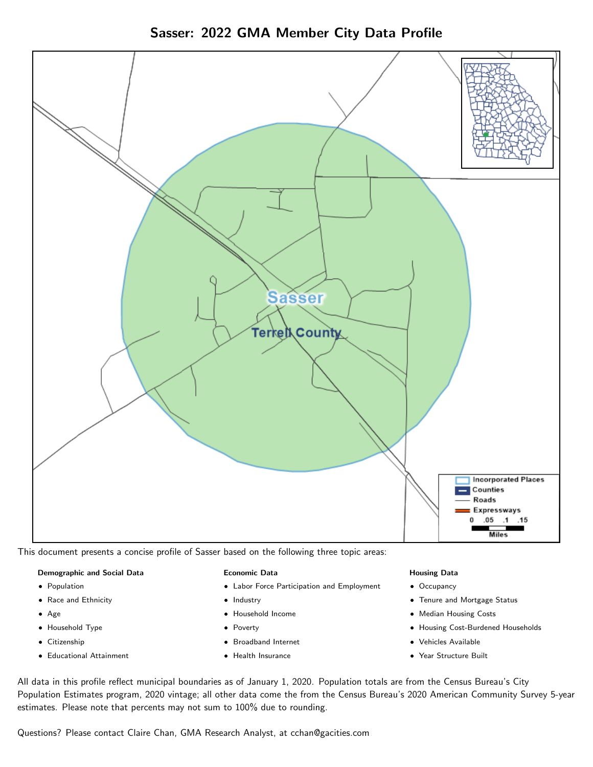# Sasser: 2022 GMA Member City Data Profile

This document presents a concise profile of Sasser based on the following three topic areas:

**Demographic and Social Data**

- Population
- Race and Ethnicity
- Age
- Household Type
- Citizenship
- Educational Attainment

**Economic Data**

- Labor Force Participation and Employment
- Industry
- Household Income
- Poverty
- Broadband Internet
- Health Insurance

**Housing Data**

- Occupancy
- Tenure and Mortgage Status
- Median Housing Costs
- Housing Cost-Burdened Households
- Vehicles Available
- Year Structure Built

All data in this profile reflect municipal boundaries as of January 1, 2020. Population totals are from the Census Bureau's City Population Estimates program, 2020 vintage; all other data come the from the Census Bureau's 2020 American Community Survey 5-year estimates. Please note that percents may not sum to 100% due to rounding.

Questions? Please contact Claire Chan, GMA Research Analyst, at cchan@gacities.com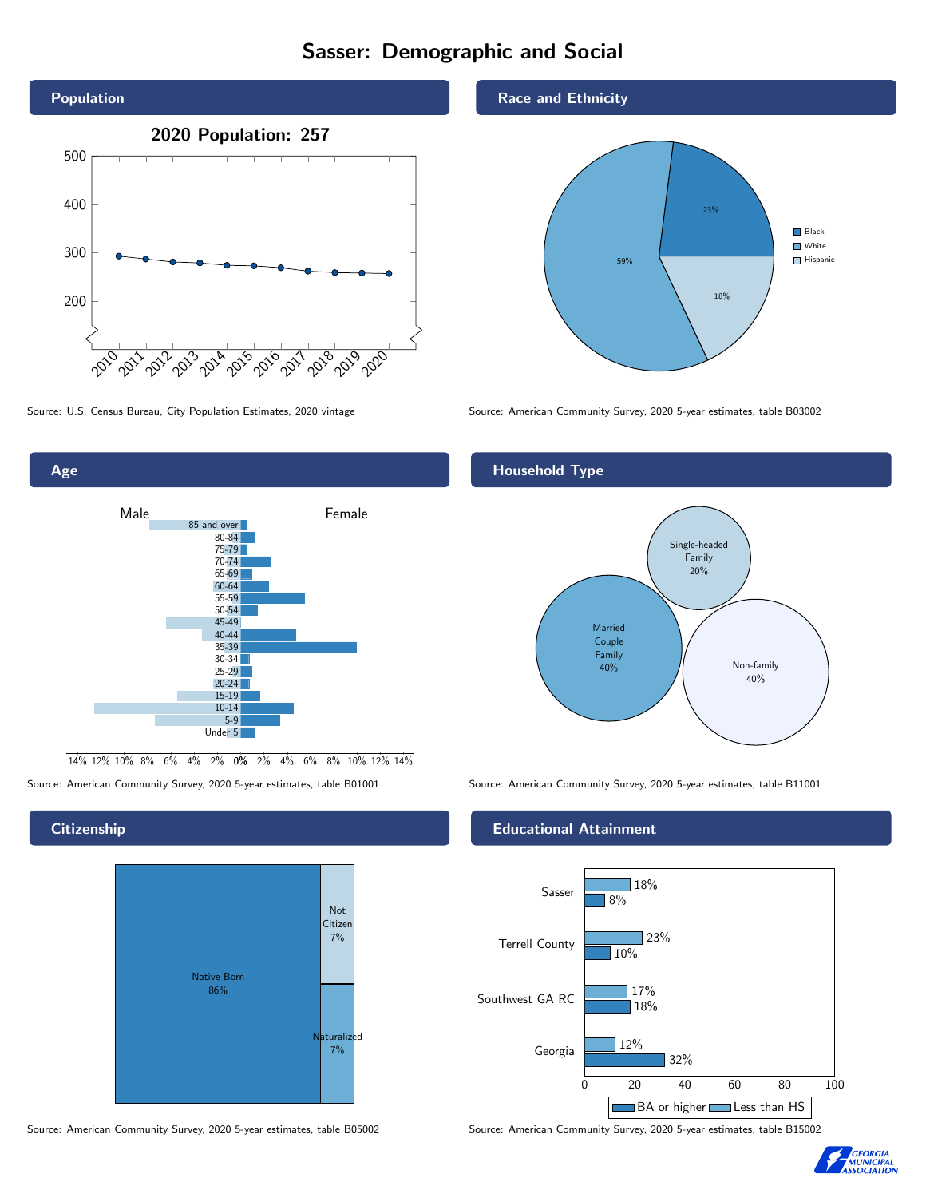# Sasser: Demographic and Social

## Population

**2020 Population: 257**

Source: U.S. Census Bureau, City Population Estimates, 2020 vintage

## Race and Ethnicity

| Race/Ethnicity | Percent |
|---|---|
| Black | 23% |
| White | 59% |
| Hispanic | 18% |

Source: American Community Survey, 2020 5-year estimates, table B03002

## Age

Source: American Community Survey, 2020 5-year estimates, table B01001

## Household Type

| Household Type | Percent |
|---|---|
| Married Couple Family | 40% |
| Single-headed Family | 20% |
| Non-family | 40% |

Source: American Community Survey, 2020 5-year estimates, table B11001

## Citizenship

| Citizenship | Percent |
|---|---|
| Native Born | 86% |
| Not Citizen | 7% |
| Naturalized | 7% |

Source: American Community Survey, 2020 5-year estimates, table B05002

## Educational Attainment

| | Less than HS | BA or higher |
|---|---|---|
| Sasser | 18% | 8% |
| Terrell County | 23% | 10% |
| Southwest GA RC | 17% | 18% |
| Georgia | 12% | 32% |

Source: American Community Survey, 2020 5-year estimates, table B15002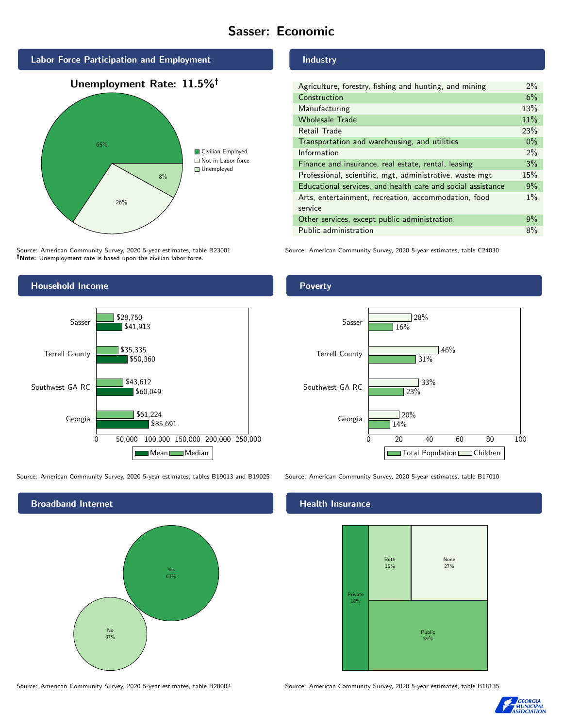# Sasser: Economic

## Labor Force Participation and Employment

**Unemployment Rate: 11.5%†**

| Category | Percent |
| --- | --- |
| Civilian Employed | 65% |
| Not in Labor force | 26% |
| Unemployed | 8% |

Source: American Community Survey, 2020 5-year estimates, table B23001
**†Note:** Unemployment rate is based upon the civilian labor force.

## Industry

| Industry | Percent |
| --- | --- |
| Agriculture, forestry, fishing and hunting, and mining | 2% |
| Construction | 6% |
| Manufacturing | 13% |
| Wholesale Trade | 11% |
| Retail Trade | 23% |
| Transportation and warehousing, and utilities | 0% |
| Information | 2% |
| Finance and insurance, real estate, rental, leasing | 3% |
| Professional, scientific, mgt, administrative, waste mgt | 15% |
| Educational services, and health care and social assistance | 9% |
| Arts, entertainment, recreation, accommodation, food service | 1% |
| Other services, except public administration | 9% |
| Public administration | 8% |

Source: American Community Survey, 2020 5-year estimates, table C24030

## Household Income

| Area | Median | Mean |
| --- | --- | --- |
| Sasser | $28,750 | $41,913 |
| Terrell County | $35,335 | $50,360 |
| Southwest GA RC | $43,612 | $60,049 |
| Georgia | $61,224 | $85,691 |

Source: American Community Survey, 2020 5-year estimates, tables B19013 and B19025

## Poverty

| Area | Children | Total Population |
| --- | --- | --- |
| Sasser | 28% | 16% |
| Terrell County | 46% | 31% |
| Southwest GA RC | 33% | 23% |
| Georgia | 20% | 14% |

Source: American Community Survey, 2020 5-year estimates, table B17010

## Broadband Internet

| Response | Percent |
| --- | --- |
| Yes | 63% |
| No | 37% |

Source: American Community Survey, 2020 5-year estimates, table B28002

## Health Insurance

| Type | Percent |
| --- | --- |
| Private | 18% |
| Both | 15% |
| None | 27% |
| Public | 39% |

Source: American Community Survey, 2020 5-year estimates, table B18135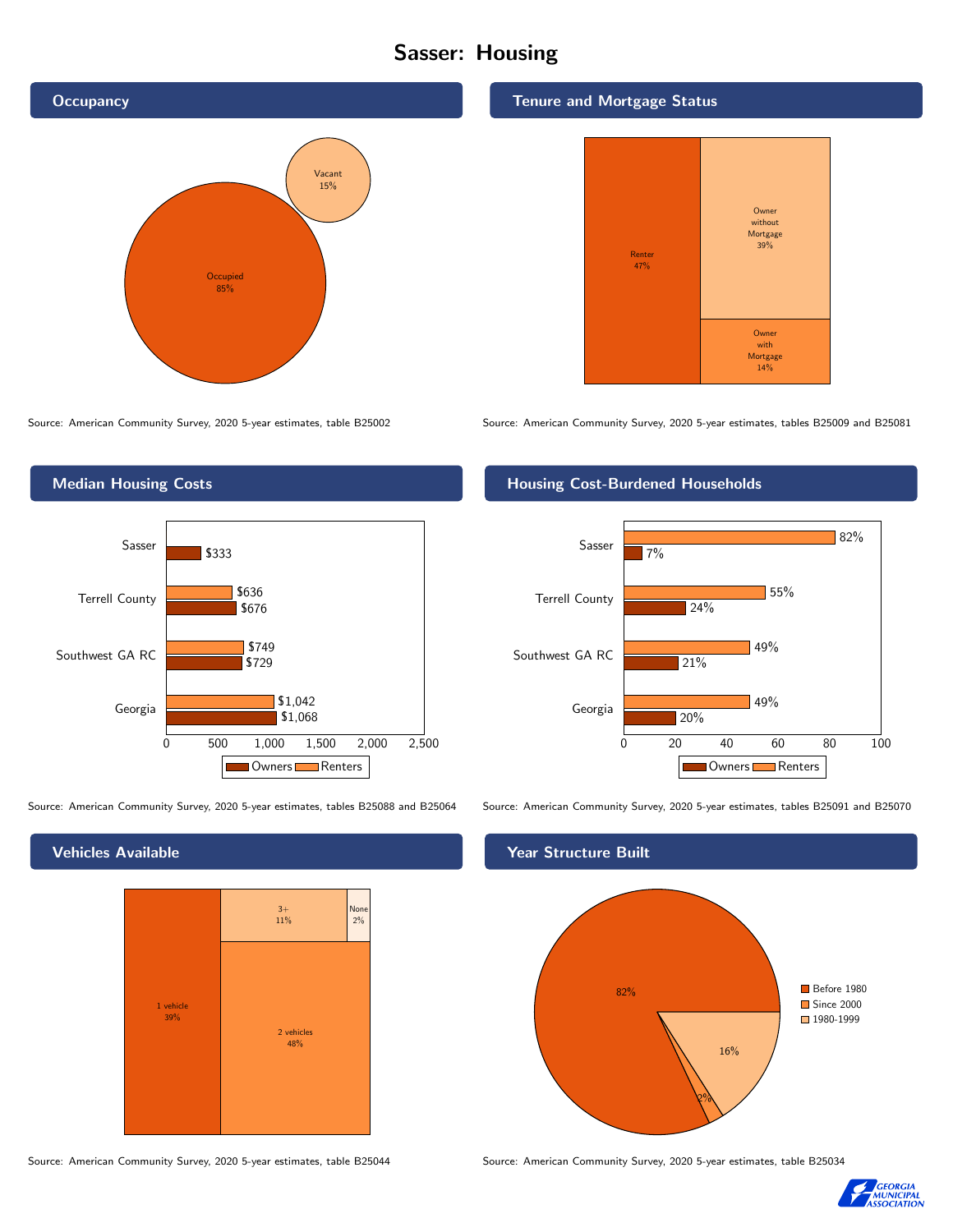# Sasser: Housing

## Occupancy

Vacant
15%

Occupied
85%

Source: American Community Survey, 2020 5-year estimates, table B25002

## Tenure and Mortgage Status

Renter
47%

Owner
without
Mortgage
39%

Owner
with
Mortgage
14%

Source: American Community Survey, 2020 5-year estimates, tables B25009 and B25081

## Median Housing Costs

Sasser
$333

Terrell County
$636
$676

Southwest GA RC
$749
$729

Georgia
$1,042
$1,068

0 500 1,000 1,500 2,000 2,500

Owners Renters

Source: American Community Survey, 2020 5-year estimates, tables B25088 and B25064

## Housing Cost-Burdened Households

Sasser
82%
7%

Terrell County
55%
24%

Southwest GA RC
49%
21%

Georgia
49%
20%

0 20 40 60 80 100

Owners Renters

Source: American Community Survey, 2020 5-year estimates, tables B25091 and B25070

## Vehicles Available

1 vehicle
39%

3+
11%

None
2%

2 vehicles
48%

Source: American Community Survey, 2020 5-year estimates, table B25044

## Year Structure Built

82%

16%

2%

Before 1980
Since 2000
1980-1999

Source: American Community Survey, 2020 5-year estimates, table B25034